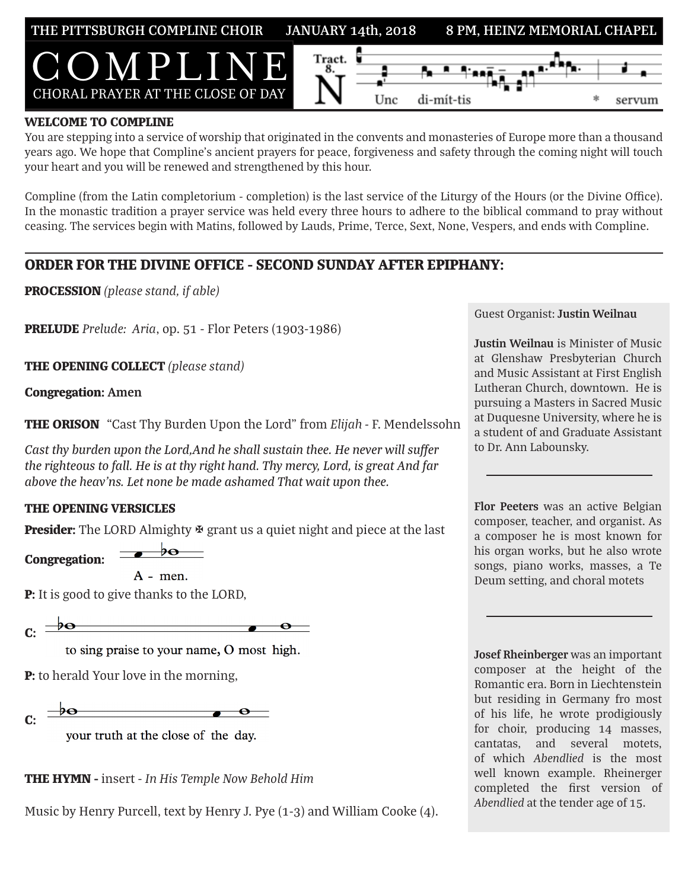THE PITTSBURGH COMPLINE CHOIR JANUARY 14th, 2018 8 PM, HEINZ MEMORIAL CHAPEL

# COMPLINE

CHORAL PRAYER AT THE CLOSE OF DAY

Tract. 8. Nunc di-mít-tis * servum

**WELCOME TO COMPLINE**

You are stepping into a service of worship that originated in the convents and monasteries of Europe more than a thousand years ago. We hope that Compline's ancient prayers for peace, forgiveness and safety through the coming night will touch your heart and you will be renewed and strengthened by this hour.

Compline (from the Latin completorium - completion) is the last service of the Liturgy of the Hours (or the Divine Office). In the monastic tradition a prayer service was held every three hours to adhere to the biblical command to pray without ceasing. The services begin with Matins, followed by Lauds, Prime, Terce, Sext, None, Vespers, and ends with Compline.

---

## ORDER FOR THE DIVINE OFFICE - SECOND SUNDAY AFTER EPIPHANY:

**PROCESSION** *(please stand, if able)*

**PRELUDE** *Prelude: Aria*, op. 51 - Flor Peters (1903-1986)

**THE OPENING COLLECT** *(please stand)*

**Congregation:** Amen

**THE ORISON** "Cast Thy Burden Upon the Lord" from *Elijah* - F. Mendelssohn

*Cast thy burden upon the Lord,And he shall sustain thee. He never will suffer the righteous to fall. He is at thy right hand. Thy mercy, Lord, is great And far above the heav'ns. Let none be made ashamed That wait upon thee.*

**THE OPENING VERSICLES**

**Presider:** The LORD Almighty ✠ grant us a quiet night and piece at the last

**Congregation:** A - men.

**P:** It is good to give thanks to the LORD,

**C:** to sing praise to your name, O most high.

**P:** to herald Your love in the morning,

**C:** your truth at the close of the day.

**THE HYMN -** insert - *In His Temple Now Behold Him*

Music by Henry Purcell, text by Henry J. Pye (1-3) and William Cooke (4).

---

Guest Organist: **Justin Weilnau**

**Justin Weilnau** is Minister of Music at Glenshaw Presbyterian Church and Music Assistant at First English Lutheran Church, downtown. He is pursuing a Masters in Sacred Music at Duquesne University, where he is a student of and Graduate Assistant to Dr. Ann Labounsky.

---

**Flor Peeters** was an active Belgian composer, teacher, and organist. As a composer he is most known for his organ works, but he also wrote songs, piano works, masses, a Te Deum setting, and choral motets

---

**Josef Rheinberger** was an important composer at the height of the Romantic era. Born in Liechtenstein but residing in Germany fro most of his life, he wrote prodigiously for choir, producing 14 masses, cantatas, and several motets, of which *Abendlied* is the most well known example. Rheinerger completed the first version of *Abendlied* at the tender age of 15.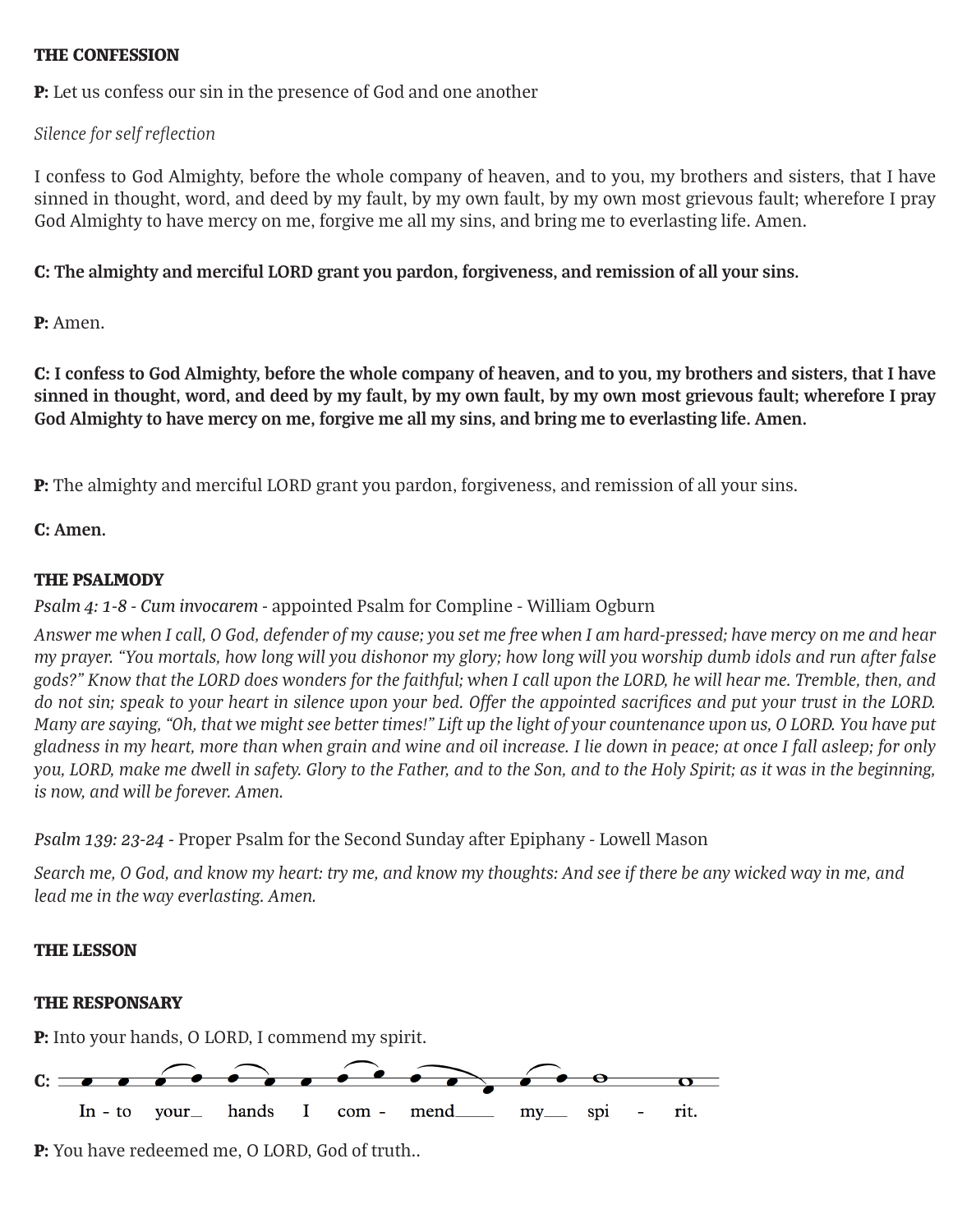**THE CONFESSION**

**P:** Let us confess our sin in the presence of God and one another

*Silence for self reflection*

I confess to God Almighty, before the whole company of heaven, and to you, my brothers and sisters, that I have sinned in thought, word, and deed by my fault, by my own fault, by my own most grievous fault; wherefore I pray God Almighty to have mercy on me, forgive me all my sins, and bring me to everlasting life. Amen.

**C: The almighty and merciful LORD grant you pardon, forgiveness, and remission of all your sins.**

**P:** Amen.

**C: I confess to God Almighty, before the whole company of heaven, and to you, my brothers and sisters, that I have sinned in thought, word, and deed by my fault, by my own fault, by my own most grievous fault; wherefore I pray God Almighty to have mercy on me, forgive me all my sins, and bring me to everlasting life. Amen.**

**P:** The almighty and merciful LORD grant you pardon, forgiveness, and remission of all your sins.

**C: Amen.**

**THE PSALMODY**

*Psalm 4: 1-8 - Cum invocarem* - appointed Psalm for Compline - William Ogburn

*Answer me when I call, O God, defender of my cause; you set me free when I am hard-pressed; have mercy on me and hear my prayer. "You mortals, how long will you dishonor my glory; how long will you worship dumb idols and run after false gods?" Know that the LORD does wonders for the faithful; when I call upon the LORD, he will hear me. Tremble, then, and do not sin; speak to your heart in silence upon your bed. Offer the appointed sacrifices and put your trust in the LORD. Many are saying, "Oh, that we might see better times!" Lift up the light of your countenance upon us, O LORD. You have put gladness in my heart, more than when grain and wine and oil increase. I lie down in peace; at once I fall asleep; for only you, LORD, make me dwell in safety. Glory to the Father, and to the Son, and to the Holy Spirit; as it was in the beginning, is now, and will be forever. Amen.*

*Psalm 139: 23-24* - Proper Psalm for the Second Sunday after Epiphany - Lowell Mason

*Search me, O God, and know my heart: try me, and know my thoughts: And see if there be any wicked way in me, and lead me in the way everlasting. Amen.*

**THE LESSON**

**THE RESPONSARY**

**P:** Into your hands, O LORD, I commend my spirit.

**C:** In - to your hands I com - mend my spi - rit.

**P:** You have redeemed me, O LORD, God of truth..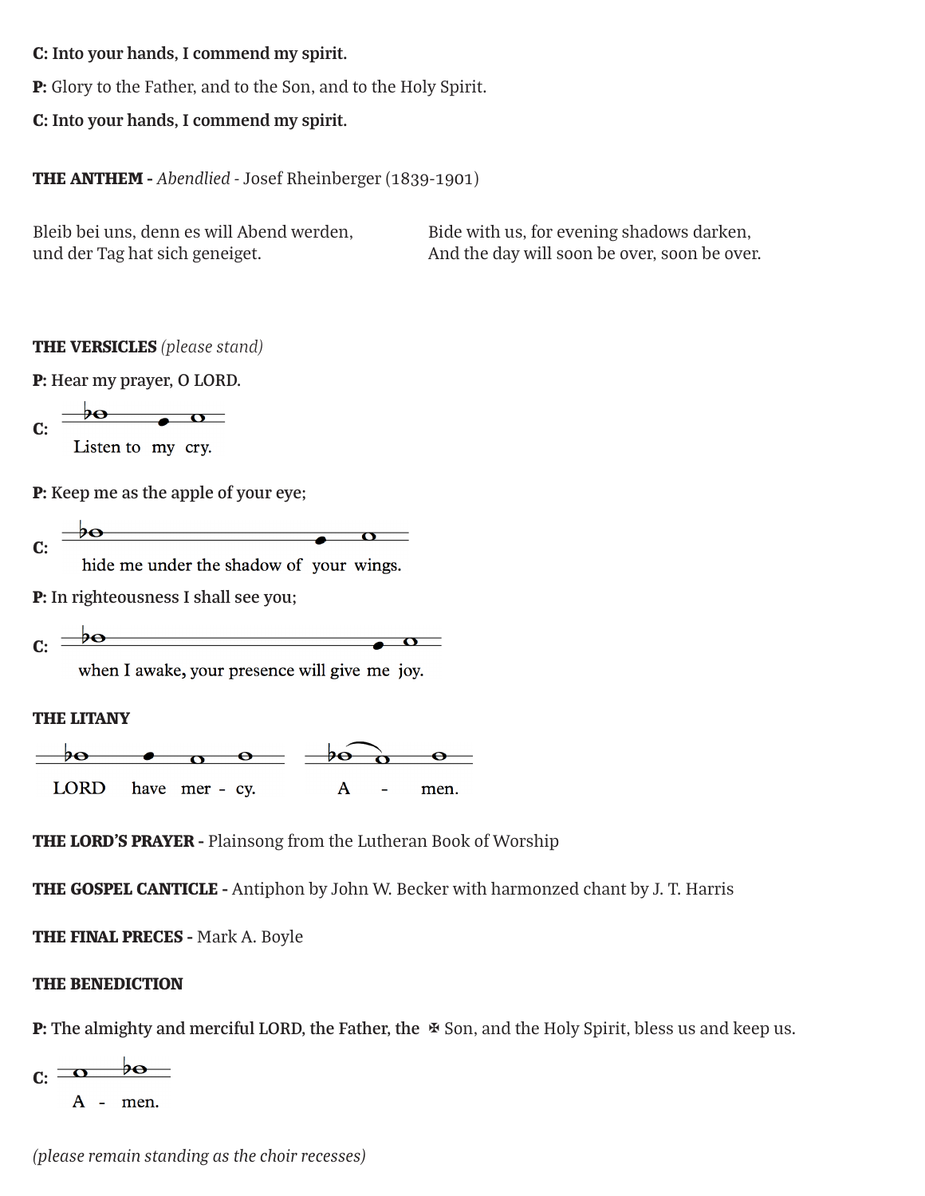**C: Into your hands, I commend my spirit.**

**P:** Glory to the Father, and to the Son, and to the Holy Spirit.

**C: Into your hands, I commend my spirit.**

**THE ANTHEM -** *Abendlied* - Josef Rheinberger (1839-1901)

Bleib bei uns, denn es will Abend werden,
und der Tag hat sich geneiget.

Bide with us, for evening shadows darken,
And the day will soon be over, soon be over.

**THE VERSICLES** *(please stand)*

**P:** Hear my prayer, O LORD.

**C:** Listen to my cry.

**P:** Keep me as the apple of your eye;

**C:** hide me under the shadow of your wings.

**P:** In righteousness I shall see you;

**C:** when I awake, your presence will give me joy.

**THE LITANY**

LORD have mer - cy. A - men.

**THE LORD'S PRAYER -** Plainsong from the Lutheran Book of Worship

**THE GOSPEL CANTICLE -** Antiphon by John W. Becker with harmonzed chant by J. T. Harris

**THE FINAL PRECES -** Mark A. Boyle

**THE BENEDICTION**

**P: The almighty and merciful LORD, the Father, the** ✠ Son, and the Holy Spirit, bless us and keep us.

**C:** A - men.

*(please remain standing as the choir recesses)*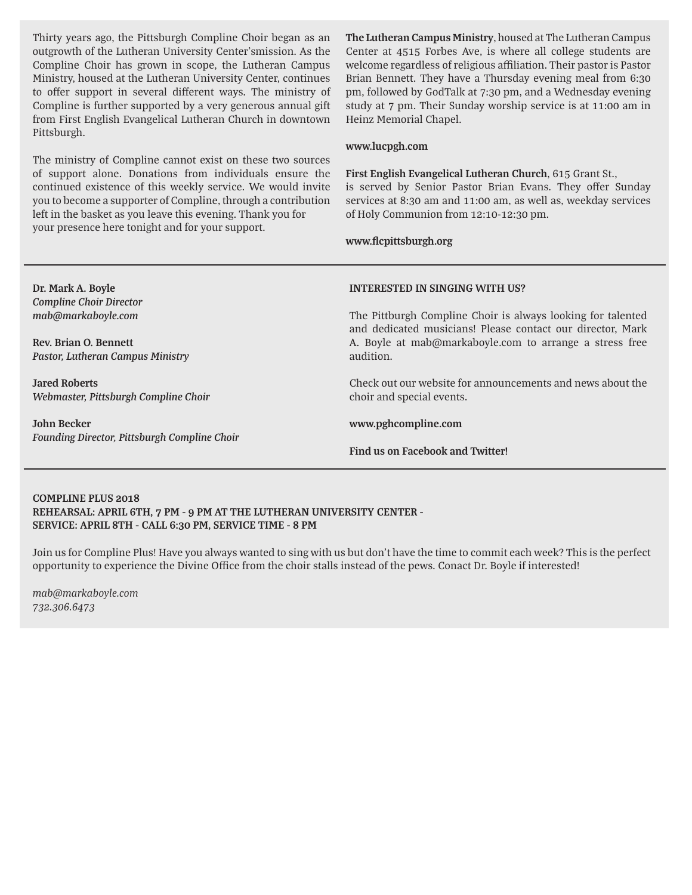Thirty years ago, the Pittsburgh Compline Choir began as an outgrowth of the Lutheran University Center'smission. As the Compline Choir has grown in scope, the Lutheran Campus Ministry, housed at the Lutheran University Center, continues to offer support in several different ways. The ministry of Compline is further supported by a very generous annual gift from First English Evangelical Lutheran Church in downtown Pittsburgh.

The ministry of Compline cannot exist on these two sources of support alone. Donations from individuals ensure the continued existence of this weekly service. We would invite you to become a supporter of Compline, through a contribution left in the basket as you leave this evening. Thank you for your presence here tonight and for your support.

**The Lutheran Campus Ministry**, housed at The Lutheran Campus Center at 4515 Forbes Ave, is where all college students are welcome regardless of religious affiliation. Their pastor is Pastor Brian Bennett. They have a Thursday evening meal from 6:30 pm, followed by GodTalk at 7:30 pm, and a Wednesday evening study at 7 pm. Their Sunday worship service is at 11:00 am in Heinz Memorial Chapel.

**www.lucpgh.com**

**First English Evangelical Lutheran Church**, 615 Grant St., is served by Senior Pastor Brian Evans. They offer Sunday services at 8:30 am and 11:00 am, as well as, weekday services of Holy Communion from 12:10-12:30 pm.

**www.flcpittsburgh.org**

---

**Dr. Mark A. Boyle**
*Compline Choir Director*
*mab@markaboyle.com*

**Rev. Brian O. Bennett**
*Pastor, Lutheran Campus Ministry*

**Jared Roberts**
*Webmaster, Pittsburgh Compline Choir*

**John Becker**
*Founding Director, Pittsburgh Compline Choir*

**INTERESTED IN SINGING WITH US?**

The Pittsburgh Compline Choir is always looking for talented and dedicated musicians! Please contact our director, Mark A. Boyle at mab@markaboyle.com to arrange a stress free audition.

Check out our website for announcements and news about the choir and special events.

**www.pghcompline.com**

**Find us on Facebook and Twitter!**

---

**COMPLINE PLUS 2018**
**REHEARSAL: APRIL 6TH, 7 PM - 9 PM AT THE LUTHERAN UNIVERSITY CENTER -**
**SERVICE: APRIL 8TH - CALL 6:30 PM, SERVICE TIME - 8 PM**

Join us for Compline Plus! Have you always wanted to sing with us but don't have the time to commit each week? This is the perfect opportunity to experience the Divine Office from the choir stalls instead of the pews. Conact Dr. Boyle if interested!

*mab@markaboyle.com*
*732.306.6473*